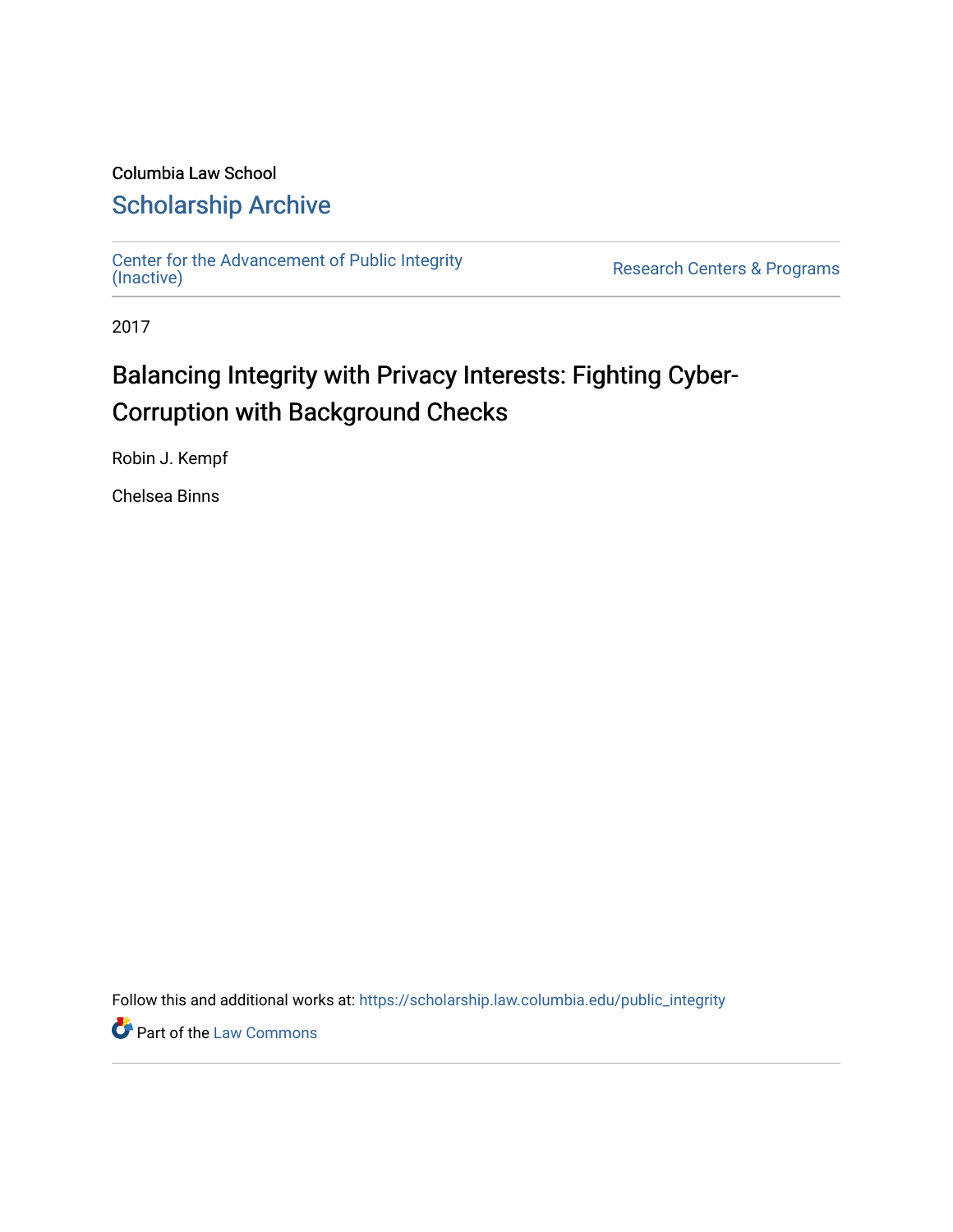Columbia Law School

## Scholarship Archive

Center for the Advancement of Public Integrity (Inactive) | Research Centers & Programs

2017

# Balancing Integrity with Privacy Interests: Fighting Cyber-Corruption with Background Checks

Robin J. Kempf

Chelsea Binns

Follow this and additional works at: https://scholarship.law.columbia.edu/public_integrity

Part of the Law Commons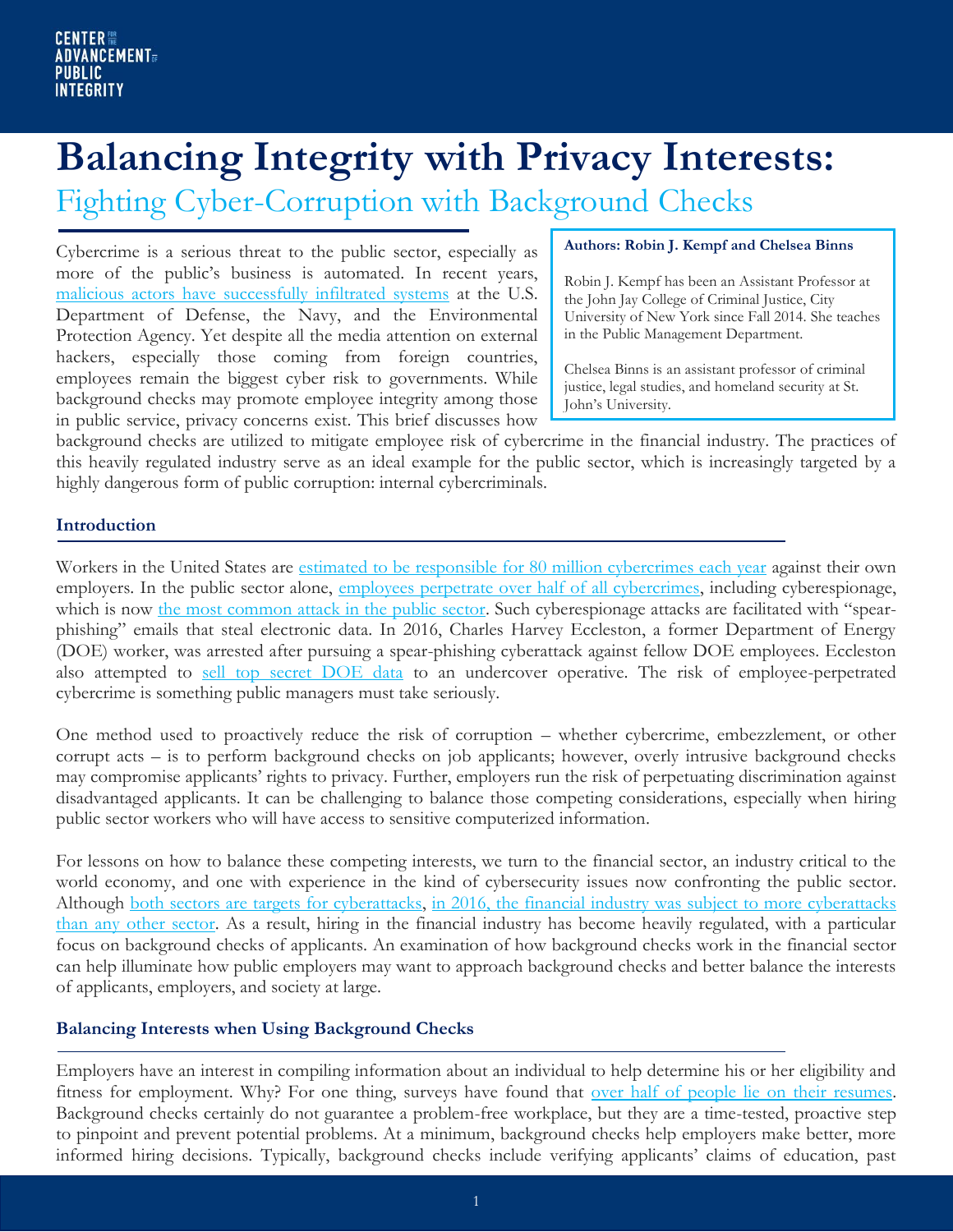CENTER FOR THE ADVANCEMENT OF PUBLIC INTEGRITY

# Balancing Integrity with Privacy Interests:

## Fighting Cyber-Corruption with Background Checks

**Authors: Robin J. Kempf and Chelsea Binns**

Robin J. Kempf has been an Assistant Professor at the John Jay College of Criminal Justice, City University of New York since Fall 2014. She teaches in the Public Management Department.

Chelsea Binns is an assistant professor of criminal justice, legal studies, and homeland security at St. John's University.

Cybercrime is a serious threat to the public sector, especially as more of the public's business is automated. In recent years, malicious actors have successfully infiltrated systems at the U.S. Department of Defense, the Navy, and the Environmental Protection Agency. Yet despite all the media attention on external hackers, especially those coming from foreign countries, employees remain the biggest cyber risk to governments. While background checks may promote employee integrity among those in public service, privacy concerns exist. This brief discusses how background checks are utilized to mitigate employee risk of cybercrime in the financial industry. The practices of this heavily regulated industry serve as an ideal example for the public sector, which is increasingly targeted by a highly dangerous form of public corruption: internal cybercriminals.

### Introduction

Workers in the United States are estimated to be responsible for 80 million cybercrimes each year against their own employers. In the public sector alone, employees perpetrate over half of all cybercrimes, including cyberespionage, which is now the most common attack in the public sector. Such cyberespionage attacks are facilitated with "spear-phishing" emails that steal electronic data. In 2016, Charles Harvey Eccleston, a former Department of Energy (DOE) worker, was arrested after pursuing a spear-phishing cyberattack against fellow DOE employees. Eccleston also attempted to sell top secret DOE data to an undercover operative. The risk of employee-perpetrated cybercrime is something public managers must take seriously.

One method used to proactively reduce the risk of corruption – whether cybercrime, embezzlement, or other corrupt acts – is to perform background checks on job applicants; however, overly intrusive background checks may compromise applicants' rights to privacy. Further, employers run the risk of perpetuating discrimination against disadvantaged applicants. It can be challenging to balance those competing considerations, especially when hiring public sector workers who will have access to sensitive computerized information.

For lessons on how to balance these competing interests, we turn to the financial sector, an industry critical to the world economy, and one with experience in the kind of cybersecurity issues now confronting the public sector. Although both sectors are targets for cyberattacks, in 2016, the financial industry was subject to more cyberattacks than any other sector. As a result, hiring in the financial industry has become heavily regulated, with a particular focus on background checks of applicants. An examination of how background checks work in the financial sector can help illuminate how public employers may want to approach background checks and better balance the interests of applicants, employers, and society at large.

### Balancing Interests when Using Background Checks

Employers have an interest in compiling information about an individual to help determine his or her eligibility and fitness for employment. Why? For one thing, surveys have found that over half of people lie on their resumes. Background checks certainly do not guarantee a problem-free workplace, but they are a time-tested, proactive step to pinpoint and prevent potential problems. At a minimum, background checks help employers make better, more informed hiring decisions. Typically, background checks include verifying applicants' claims of education, past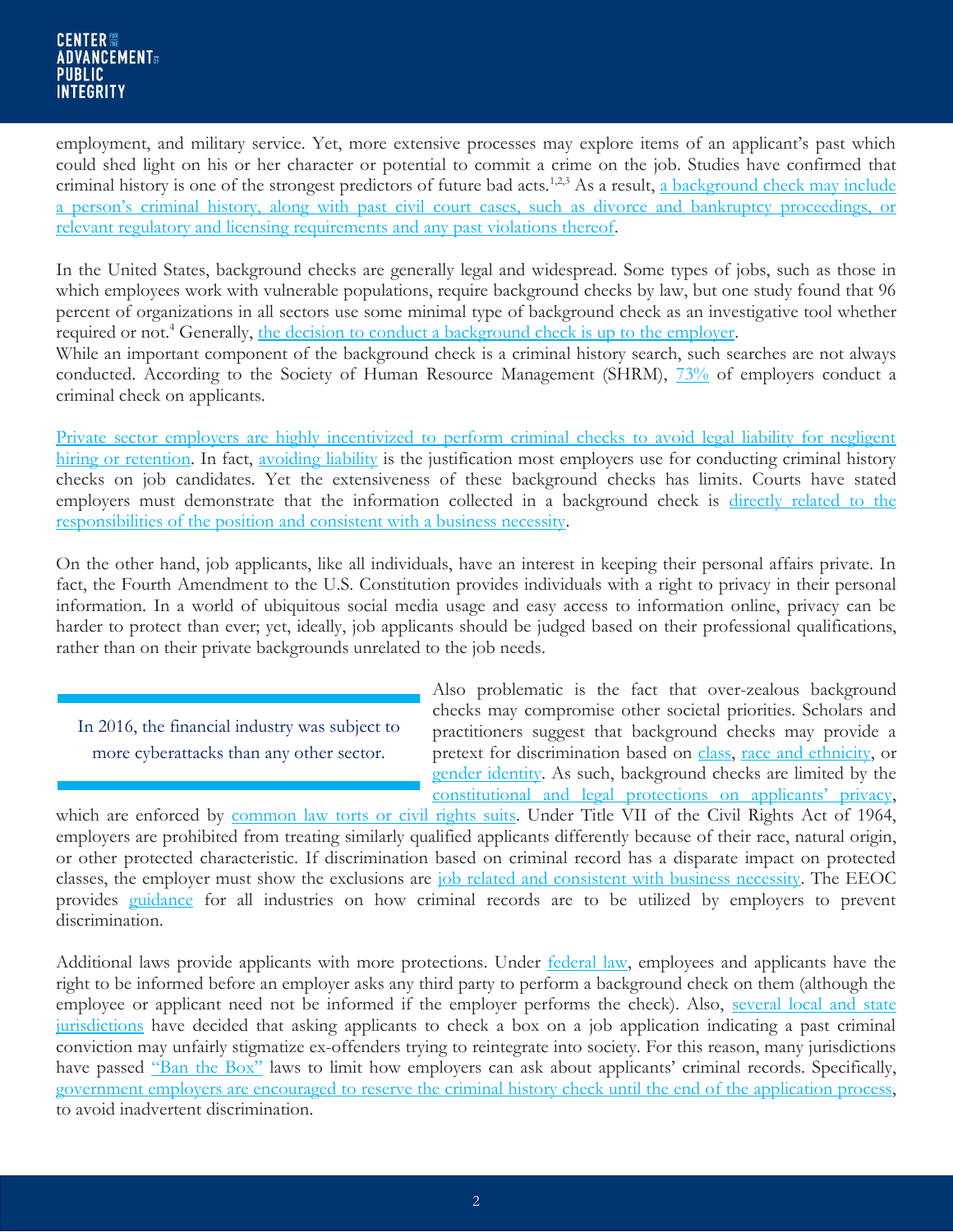employment, and military service. Yet, more extensive processes may explore items of an applicant's past which could shed light on his or her character or potential to commit a crime on the job. Studies have confirmed that criminal history is one of the strongest predictors of future bad acts.[1,2,3] As a result, a background check may include a person's criminal history, along with past civil court cases, such as divorce and bankruptcy proceedings, or relevant regulatory and licensing requirements and any past violations thereof.

In the United States, background checks are generally legal and widespread. Some types of jobs, such as those in which employees work with vulnerable populations, require background checks by law, but one study found that 96 percent of organizations in all sectors use some minimal type of background check as an investigative tool whether required or not.[4] Generally, the decision to conduct a background check is up to the employer.

While an important component of the background check is a criminal history search, such searches are not always conducted. According to the Society of Human Resource Management (SHRM), 73% of employers conduct a criminal check on applicants.

Private sector employers are highly incentivized to perform criminal checks to avoid legal liability for negligent hiring or retention. In fact, avoiding liability is the justification most employers use for conducting criminal history checks on job candidates. Yet the extensiveness of these background checks has limits. Courts have stated employers must demonstrate that the information collected in a background check is directly related to the responsibilities of the position and consistent with a business necessity.

On the other hand, job applicants, like all individuals, have an interest in keeping their personal affairs private. In fact, the Fourth Amendment to the U.S. Constitution provides individuals with a right to privacy in their personal information. In a world of ubiquitous social media usage and easy access to information online, privacy can be harder to protect than ever; yet, ideally, job applicants should be judged based on their professional qualifications, rather than on their private backgrounds unrelated to the job needs.

> In 2016, the financial industry was subject to more cyberattacks than any other sector.

Also problematic is the fact that over-zealous background checks may compromise other societal priorities. Scholars and practitioners suggest that background checks may provide a pretext for discrimination based on class, race and ethnicity, or gender identity. As such, background checks are limited by the constitutional and legal protections on applicants' privacy, which are enforced by common law torts or civil rights suits. Under Title VII of the Civil Rights Act of 1964, employers are prohibited from treating similarly qualified applicants differently because of their race, natural origin, or other protected characteristic. If discrimination based on criminal record has a disparate impact on protected classes, the employer must show the exclusions are job related and consistent with business necessity. The EEOC provides guidance for all industries on how criminal records are to be utilized by employers to prevent discrimination.

Additional laws provide applicants with more protections. Under federal law, employees and applicants have the right to be informed before an employer asks any third party to perform a background check on them (although the employee or applicant need not be informed if the employer performs the check). Also, several local and state jurisdictions have decided that asking applicants to check a box on a job application indicating a past criminal conviction may unfairly stigmatize ex-offenders trying to reintegrate into society. For this reason, many jurisdictions have passed "Ban the Box" laws to limit how employers can ask about applicants' criminal records. Specifically, government employers are encouraged to reserve the criminal history check until the end of the application process, to avoid inadvertent discrimination.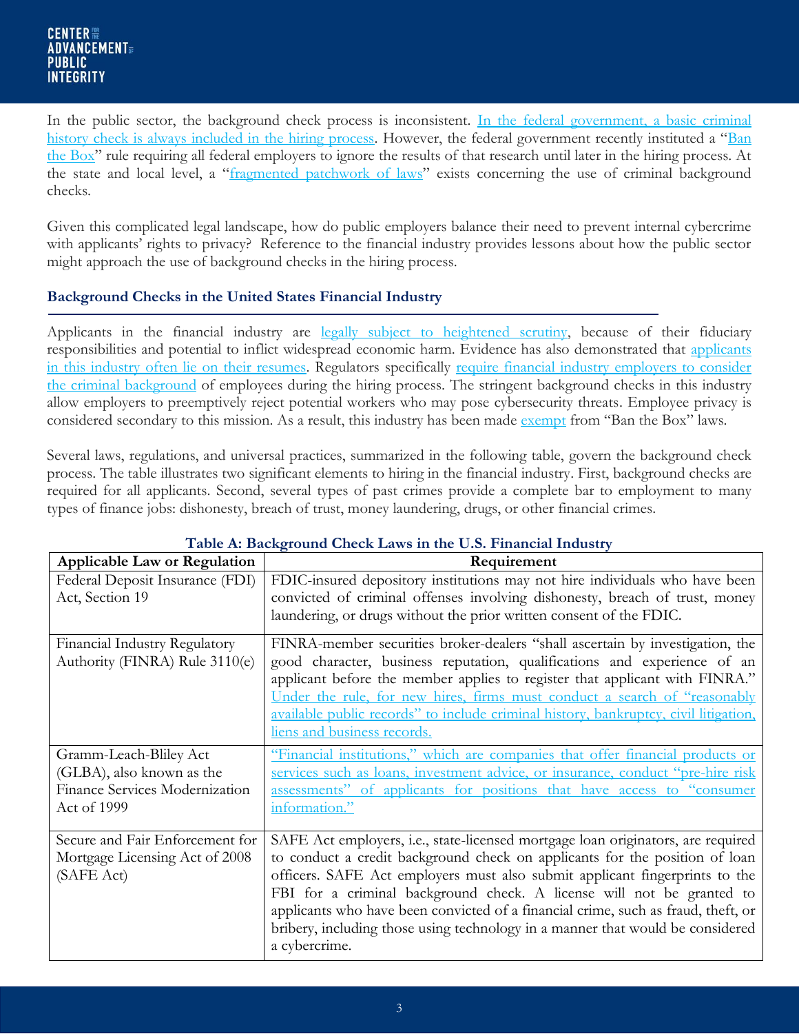In the public sector, the background check process is inconsistent. In the federal government, a basic criminal history check is always included in the hiring process. However, the federal government recently instituted a "Ban the Box" rule requiring all federal employers to ignore the results of that research until later in the hiring process. At the state and local level, a "fragmented patchwork of laws" exists concerning the use of criminal background checks.

Given this complicated legal landscape, how do public employers balance their need to prevent internal cybercrime with applicants' rights to privacy? Reference to the financial industry provides lessons about how the public sector might approach the use of background checks in the hiring process.

### Background Checks in the United States Financial Industry

Applicants in the financial industry are legally subject to heightened scrutiny, because of their fiduciary responsibilities and potential to inflict widespread economic harm. Evidence has also demonstrated that applicants in this industry often lie on their resumes. Regulators specifically require financial industry employers to consider the criminal background of employees during the hiring process. The stringent background checks in this industry allow employers to preemptively reject potential workers who may pose cybersecurity threats. Employee privacy is considered secondary to this mission. As a result, this industry has been made exempt from "Ban the Box" laws.

Several laws, regulations, and universal practices, summarized in the following table, govern the background check process. The table illustrates two significant elements to hiring in the financial industry. First, background checks are required for all applicants. Second, several types of past crimes provide a complete bar to employment to many types of finance jobs: dishonesty, breach of trust, money laundering, drugs, or other financial crimes.

**Table A: Background Check Laws in the U.S. Financial Industry**

| Applicable Law or Regulation | Requirement |
|---|---|
| Federal Deposit Insurance (FDI) Act, Section 19 | FDIC-insured depository institutions may not hire individuals who have been convicted of criminal offenses involving dishonesty, breach of trust, money laundering, or drugs without the prior written consent of the FDIC. |
| Financial Industry Regulatory Authority (FINRA) Rule 3110(e) | FINRA-member securities broker-dealers "shall ascertain by investigation, the good character, business reputation, qualifications and experience of an applicant before the member applies to register that applicant with FINRA." Under the rule, for new hires, firms must conduct a search of "reasonably available public records" to include criminal history, bankruptcy, civil litigation, liens and business records. |
| Gramm-Leach-Bliley Act (GLBA), also known as the Finance Services Modernization Act of 1999 | "Financial institutions," which are companies that offer financial products or services such as loans, investment advice, or insurance, conduct "pre-hire risk assessments" of applicants for positions that have access to "consumer information." |
| Secure and Fair Enforcement for Mortgage Licensing Act of 2008 (SAFE Act) | SAFE Act employers, i.e., state-licensed mortgage loan originators, are required to conduct a credit background check on applicants for the position of loan officers. SAFE Act employers must also submit applicant fingerprints to the FBI for a criminal background check. A license will not be granted to applicants who have been convicted of a financial crime, such as fraud, theft, or bribery, including those using technology in a manner that would be considered a cybercrime. |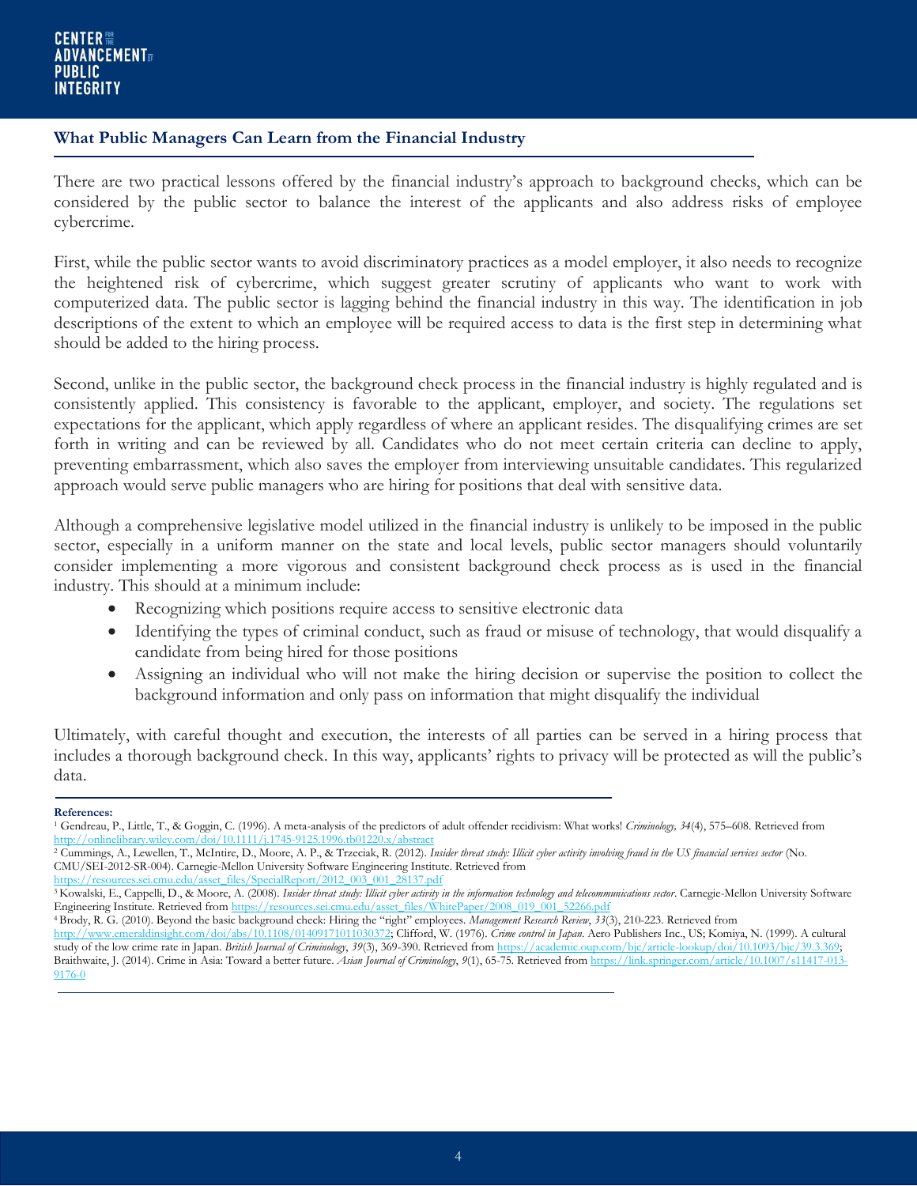## What Public Managers Can Learn from the Financial Industry

There are two practical lessons offered by the financial industry's approach to background checks, which can be considered by the public sector to balance the interest of the applicants and also address risks of employee cybercrime.

First, while the public sector wants to avoid discriminatory practices as a model employer, it also needs to recognize the heightened risk of cybercrime, which suggest greater scrutiny of applicants who want to work with computerized data. The public sector is lagging behind the financial industry in this way. The identification in job descriptions of the extent to which an employee will be required access to data is the first step in determining what should be added to the hiring process.

Second, unlike in the public sector, the background check process in the financial industry is highly regulated and is consistently applied. This consistency is favorable to the applicant, employer, and society. The regulations set expectations for the applicant, which apply regardless of where an applicant resides. The disqualifying crimes are set forth in writing and can be reviewed by all. Candidates who do not meet certain criteria can decline to apply, preventing embarrassment, which also saves the employer from interviewing unsuitable candidates. This regularized approach would serve public managers who are hiring for positions that deal with sensitive data.

Although a comprehensive legislative model utilized in the financial industry is unlikely to be imposed in the public sector, especially in a uniform manner on the state and local levels, public sector managers should voluntarily consider implementing a more vigorous and consistent background check process as is used in the financial industry. This should at a minimum include:

- Recognizing which positions require access to sensitive electronic data
- Identifying the types of criminal conduct, such as fraud or misuse of technology, that would disqualify a candidate from being hired for those positions
- Assigning an individual who will not make the hiring decision or supervise the position to collect the background information and only pass on information that might disqualify the individual

Ultimately, with careful thought and execution, the interests of all parties can be served in a hiring process that includes a thorough background check. In this way, applicants' rights to privacy will be protected as will the public's data.

---

**References:**

[1] Gendreau, P., Little, T., & Goggin, C. (1996). A meta-analysis of the predictors of adult offender recidivism: What works! *Criminology, 34*(4), 575–608. Retrieved from http://onlinelibrary.wiley.com/doi/10.1111/j.1745-9125.1996.tb01220.x/abstract

[2] Cummings, A., Lewellen, T., McIntire, D., Moore, A. P., & Trzeciak, R. (2012). *Insider threat study: Illicit cyber activity involving fraud in the US financial services sector* (No. CMU/SEI-2012-SR-004). Carnegie-Mellon University Software Engineering Institute. Retrieved from https://resources.sei.cmu.edu/asset_files/SpecialReport/2012_003_001_28137.pdf

[3] Kowalski, E., Cappelli, D., & Moore, A. (2008). *Insider threat study: Illicit cyber activity in the information technology and telecommunications sector*. Carnegie-Mellon University Software Engineering Institute. Retrieved from https://resources.sei.cmu.edu/asset_files/WhitePaper/2008_019_001_52266.pdf

[4] Brody, R. G. (2010). Beyond the basic background check: Hiring the "right" employees. *Management Research Review*, *33*(3), 210-223. Retrieved from http://www.emeraldinsight.com/doi/abs/10.1108/01409171011030372; Clifford, W. (1976). *Crime control in Japan*. Aero Publishers Inc., US; Komiya, N. (1999). A cultural study of the low crime rate in Japan. *British Journal of Criminology*, *39*(3), 369-390. Retrieved from https://academic.oup.com/bjc/article-lookup/doi/10.1093/bjc/39.3.369; Braithwaite, J. (2014). Crime in Asia: Toward a better future. *Asian Journal of Criminology*, *9*(1), 65-75. Retrieved from https://link.springer.com/article/10.1007/s11417-013-9176-0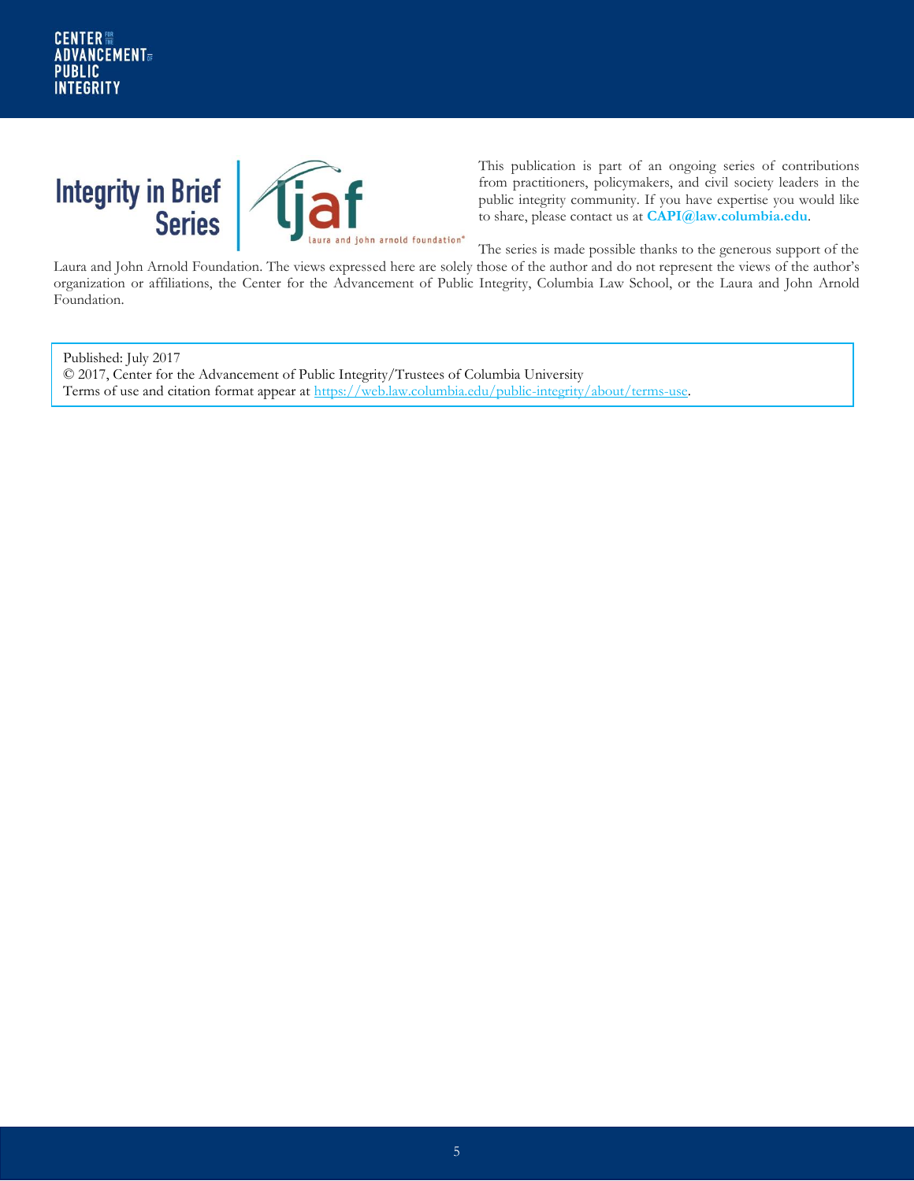**Integrity in Brief Series**

This publication is part of an ongoing series of contributions from practitioners, policymakers, and civil society leaders in the public integrity community. If you have expertise you would like to share, please contact us at **CAPI@law.columbia.edu**.

The series is made possible thanks to the generous support of the Laura and John Arnold Foundation. The views expressed here are solely those of the author and do not represent the views of the author's organization or affiliations, the Center for the Advancement of Public Integrity, Columbia Law School, or the Laura and John Arnold Foundation.

Published: July 2017
© 2017, Center for the Advancement of Public Integrity/Trustees of Columbia University
Terms of use and citation format appear at https://web.law.columbia.edu/public-integrity/about/terms-use.